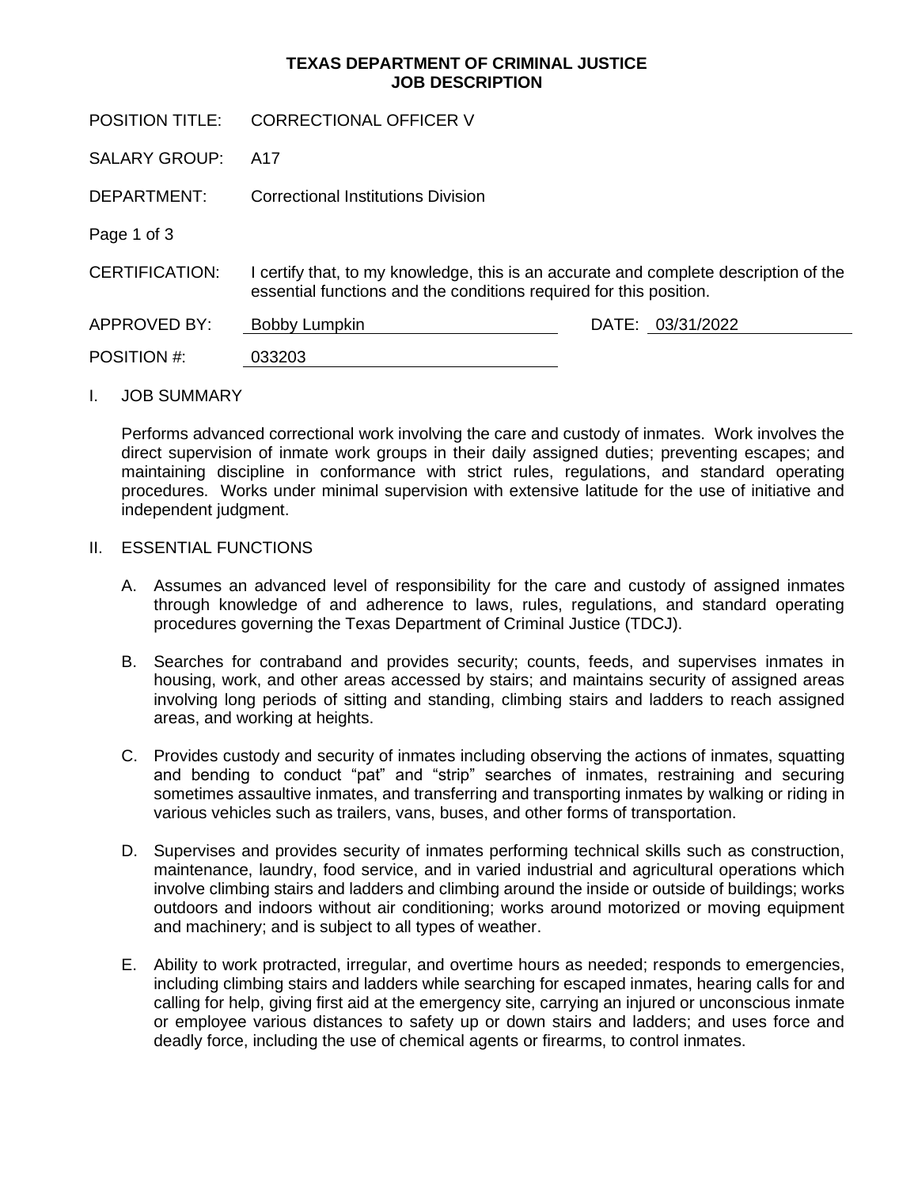**TEXAS DEPARTMENT OF CRIMINAL JUSTICE**
**JOB DESCRIPTION**

POSITION TITLE: CORRECTIONAL OFFICER V

SALARY GROUP: A17

DEPARTMENT: Correctional Institutions Division

CERTIFICATION: I certify that, to my knowledge, this is an accurate and complete description of the essential functions and the conditions required for this position.

APPROVED BY: Bobby Lumpkin DATE: 03/31/2022

POSITION #: 033203

I. JOB SUMMARY

Performs advanced correctional work involving the care and custody of inmates. Work involves the direct supervision of inmate work groups in their daily assigned duties; preventing escapes; and maintaining discipline in conformance with strict rules, regulations, and standard operating procedures. Works under minimal supervision with extensive latitude for the use of initiative and independent judgment.

II. ESSENTIAL FUNCTIONS

A. Assumes an advanced level of responsibility for the care and custody of assigned inmates through knowledge of and adherence to laws, rules, regulations, and standard operating procedures governing the Texas Department of Criminal Justice (TDCJ).

B. Searches for contraband and provides security; counts, feeds, and supervises inmates in housing, work, and other areas accessed by stairs; and maintains security of assigned areas involving long periods of sitting and standing, climbing stairs and ladders to reach assigned areas, and working at heights.

C. Provides custody and security of inmates including observing the actions of inmates, squatting and bending to conduct "pat" and "strip" searches of inmates, restraining and securing sometimes assaultive inmates, and transferring and transporting inmates by walking or riding in various vehicles such as trailers, vans, buses, and other forms of transportation.

D. Supervises and provides security of inmates performing technical skills such as construction, maintenance, laundry, food service, and in varied industrial and agricultural operations which involve climbing stairs and ladders and climbing around the inside or outside of buildings; works outdoors and indoors without air conditioning; works around motorized or moving equipment and machinery; and is subject to all types of weather.

E. Ability to work protracted, irregular, and overtime hours as needed; responds to emergencies, including climbing stairs and ladders while searching for escaped inmates, hearing calls for and calling for help, giving first aid at the emergency site, carrying an injured or unconscious inmate or employee various distances to safety up or down stairs and ladders; and uses force and deadly force, including the use of chemical agents or firearms, to control inmates.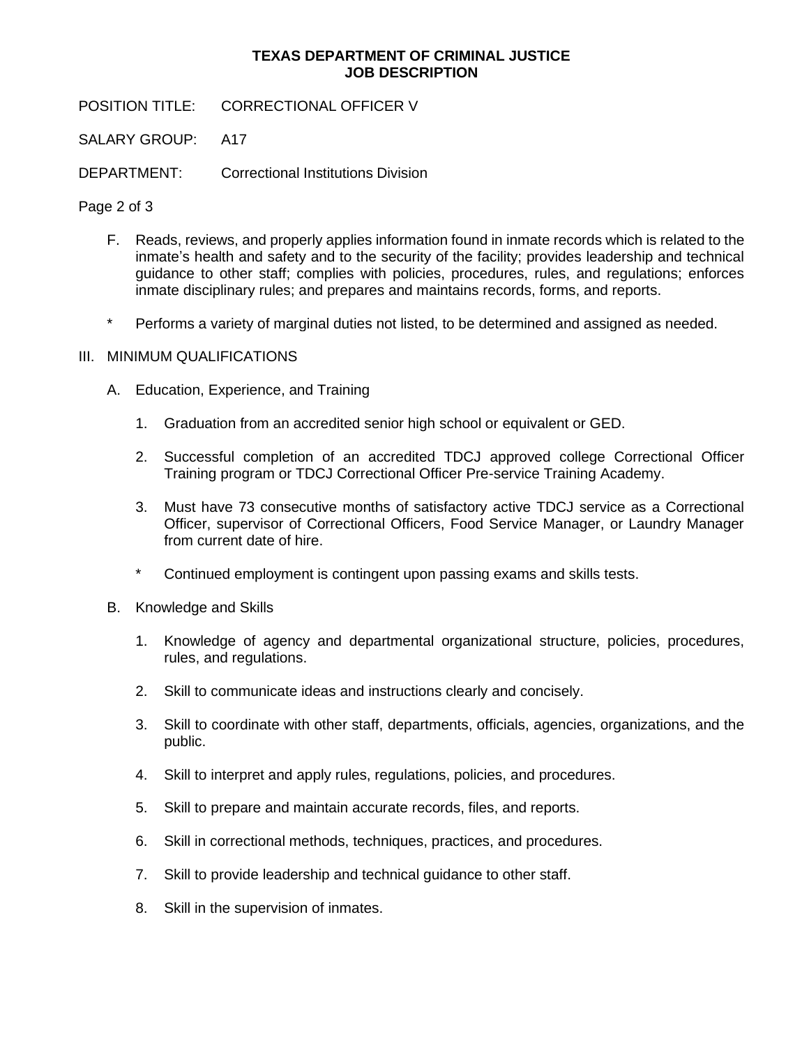**TEXAS DEPARTMENT OF CRIMINAL JUSTICE**
**JOB DESCRIPTION**

POSITION TITLE: CORRECTIONAL OFFICER V

SALARY GROUP: A17

DEPARTMENT: Correctional Institutions Division

F. Reads, reviews, and properly applies information found in inmate records which is related to the inmate's health and safety and to the security of the facility; provides leadership and technical guidance to other staff; complies with policies, procedures, rules, and regulations; enforces inmate disciplinary rules; and prepares and maintains records, forms, and reports.

\* Performs a variety of marginal duties not listed, to be determined and assigned as needed.

III. MINIMUM QUALIFICATIONS

A. Education, Experience, and Training

1. Graduation from an accredited senior high school or equivalent or GED.

2. Successful completion of an accredited TDCJ approved college Correctional Officer Training program or TDCJ Correctional Officer Pre-service Training Academy.

3. Must have 73 consecutive months of satisfactory active TDCJ service as a Correctional Officer, supervisor of Correctional Officers, Food Service Manager, or Laundry Manager from current date of hire.

\* Continued employment is contingent upon passing exams and skills tests.

B. Knowledge and Skills

1. Knowledge of agency and departmental organizational structure, policies, procedures, rules, and regulations.

2. Skill to communicate ideas and instructions clearly and concisely.

3. Skill to coordinate with other staff, departments, officials, agencies, organizations, and the public.

4. Skill to interpret and apply rules, regulations, policies, and procedures.

5. Skill to prepare and maintain accurate records, files, and reports.

6. Skill in correctional methods, techniques, practices, and procedures.

7. Skill to provide leadership and technical guidance to other staff.

8. Skill in the supervision of inmates.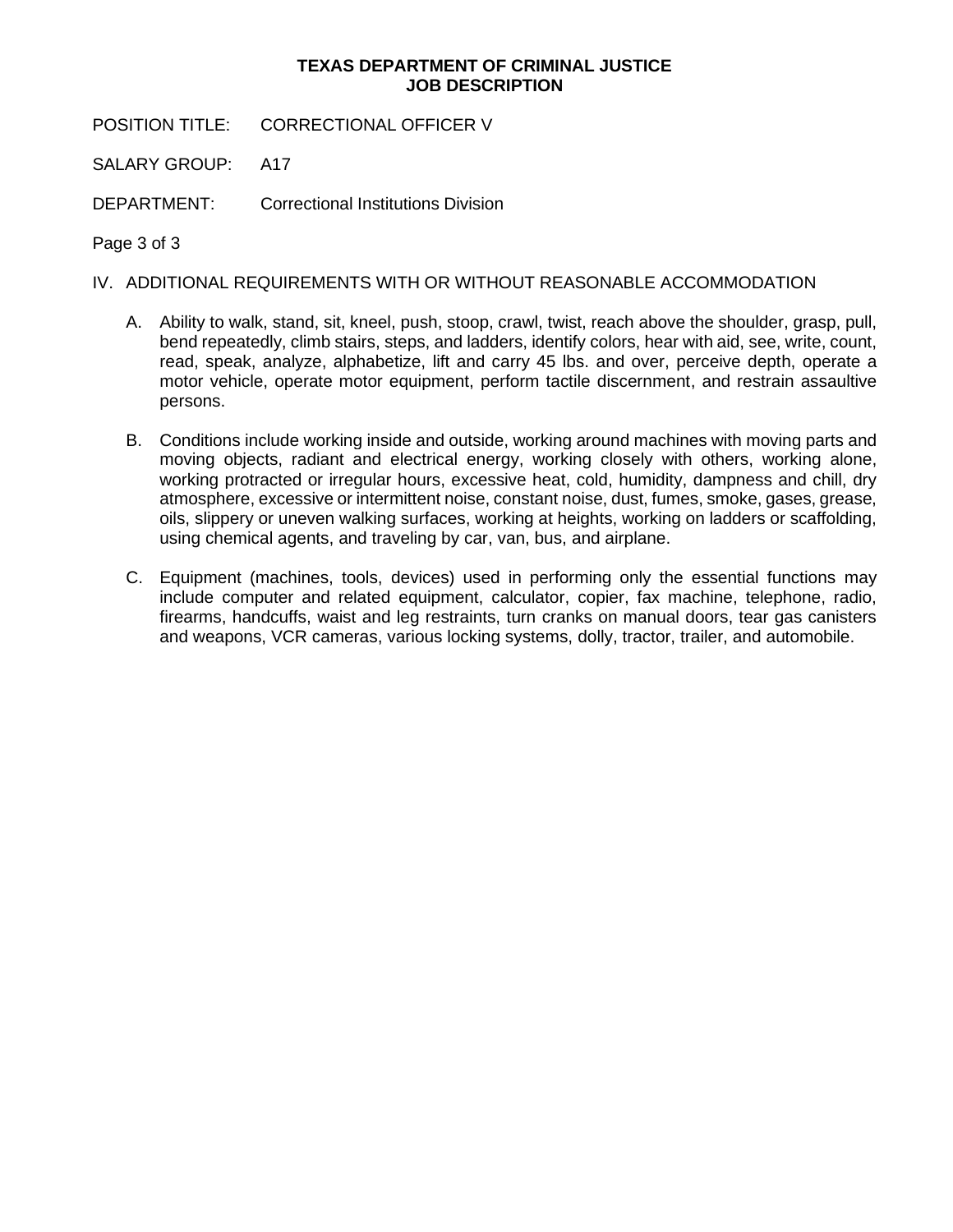**TEXAS DEPARTMENT OF CRIMINAL JUSTICE**
**JOB DESCRIPTION**

POSITION TITLE: CORRECTIONAL OFFICER V

SALARY GROUP: A17

DEPARTMENT: Correctional Institutions Division

IV. ADDITIONAL REQUIREMENTS WITH OR WITHOUT REASONABLE ACCOMMODATION

A. Ability to walk, stand, sit, kneel, push, stoop, crawl, twist, reach above the shoulder, grasp, pull, bend repeatedly, climb stairs, steps, and ladders, identify colors, hear with aid, see, write, count, read, speak, analyze, alphabetize, lift and carry 45 lbs. and over, perceive depth, operate a motor vehicle, operate motor equipment, perform tactile discernment, and restrain assaultive persons.

B. Conditions include working inside and outside, working around machines with moving parts and moving objects, radiant and electrical energy, working closely with others, working alone, working protracted or irregular hours, excessive heat, cold, humidity, dampness and chill, dry atmosphere, excessive or intermittent noise, constant noise, dust, fumes, smoke, gases, grease, oils, slippery or uneven walking surfaces, working at heights, working on ladders or scaffolding, using chemical agents, and traveling by car, van, bus, and airplane.

C. Equipment (machines, tools, devices) used in performing only the essential functions may include computer and related equipment, calculator, copier, fax machine, telephone, radio, firearms, handcuffs, waist and leg restraints, turn cranks on manual doors, tear gas canisters and weapons, VCR cameras, various locking systems, dolly, tractor, trailer, and automobile.